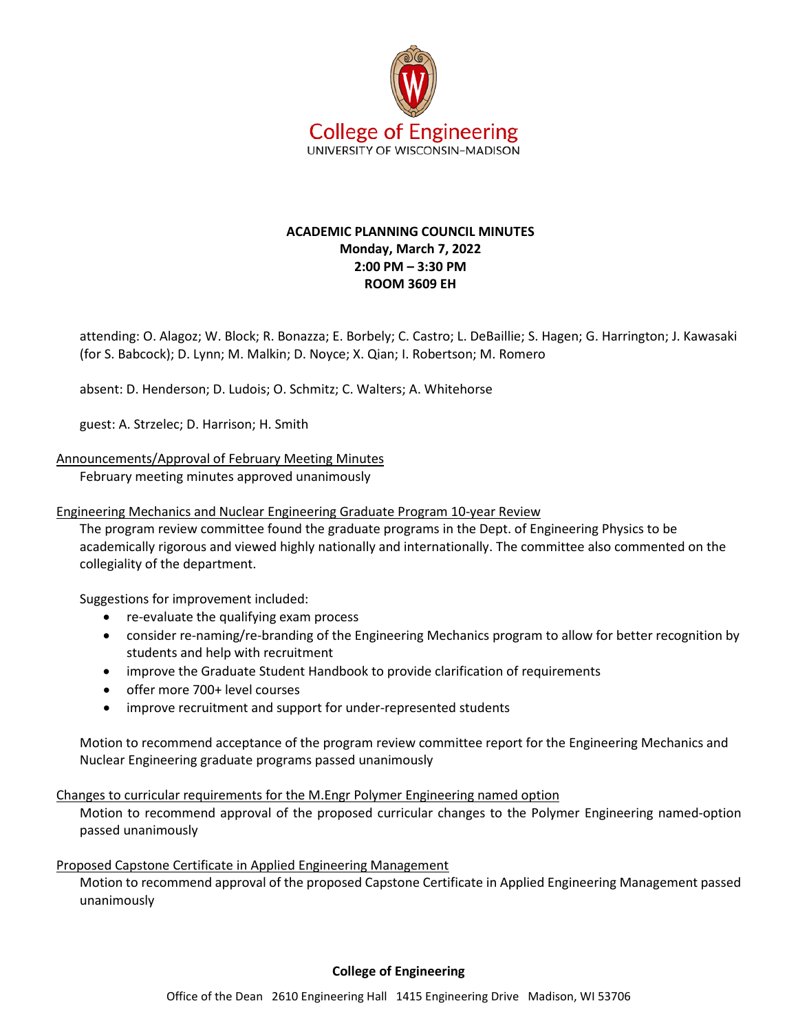College of Engineering
UNIVERSITY OF WISCONSIN–MADISON

**ACADEMIC PLANNING COUNCIL MINUTES**
**Monday, March 7, 2022**
**2:00 PM – 3:30 PM**
**ROOM 3609 EH**

attending: O. Alagoz; W. Block; R. Bonazza; E. Borbely; C. Castro; L. DeBaillie; S. Hagen; G. Harrington; J. Kawasaki (for S. Babcock); D. Lynn; M. Malkin; D. Noyce; X. Qian; I. Robertson; M. Romero

absent: D. Henderson; D. Ludois; O. Schmitz; C. Walters; A. Whitehorse

guest: A. Strzelec; D. Harrison; H. Smith

Announcements/Approval of February Meeting Minutes

February meeting minutes approved unanimously

Engineering Mechanics and Nuclear Engineering Graduate Program 10-year Review

The program review committee found the graduate programs in the Dept. of Engineering Physics to be academically rigorous and viewed highly nationally and internationally. The committee also commented on the collegiality of the department.

Suggestions for improvement included:

- re-evaluate the qualifying exam process
- consider re-naming/re-branding of the Engineering Mechanics program to allow for better recognition by students and help with recruitment
- improve the Graduate Student Handbook to provide clarification of requirements
- offer more 700+ level courses
- improve recruitment and support for under-represented students

Motion to recommend acceptance of the program review committee report for the Engineering Mechanics and Nuclear Engineering graduate programs passed unanimously

Changes to curricular requirements for the M.Engr Polymer Engineering named option

Motion to recommend approval of the proposed curricular changes to the Polymer Engineering named-option passed unanimously

Proposed Capstone Certificate in Applied Engineering Management

Motion to recommend approval of the proposed Capstone Certificate in Applied Engineering Management passed unanimously

**College of Engineering**

Office of the Dean 2610 Engineering Hall 1415 Engineering Drive Madison, WI 53706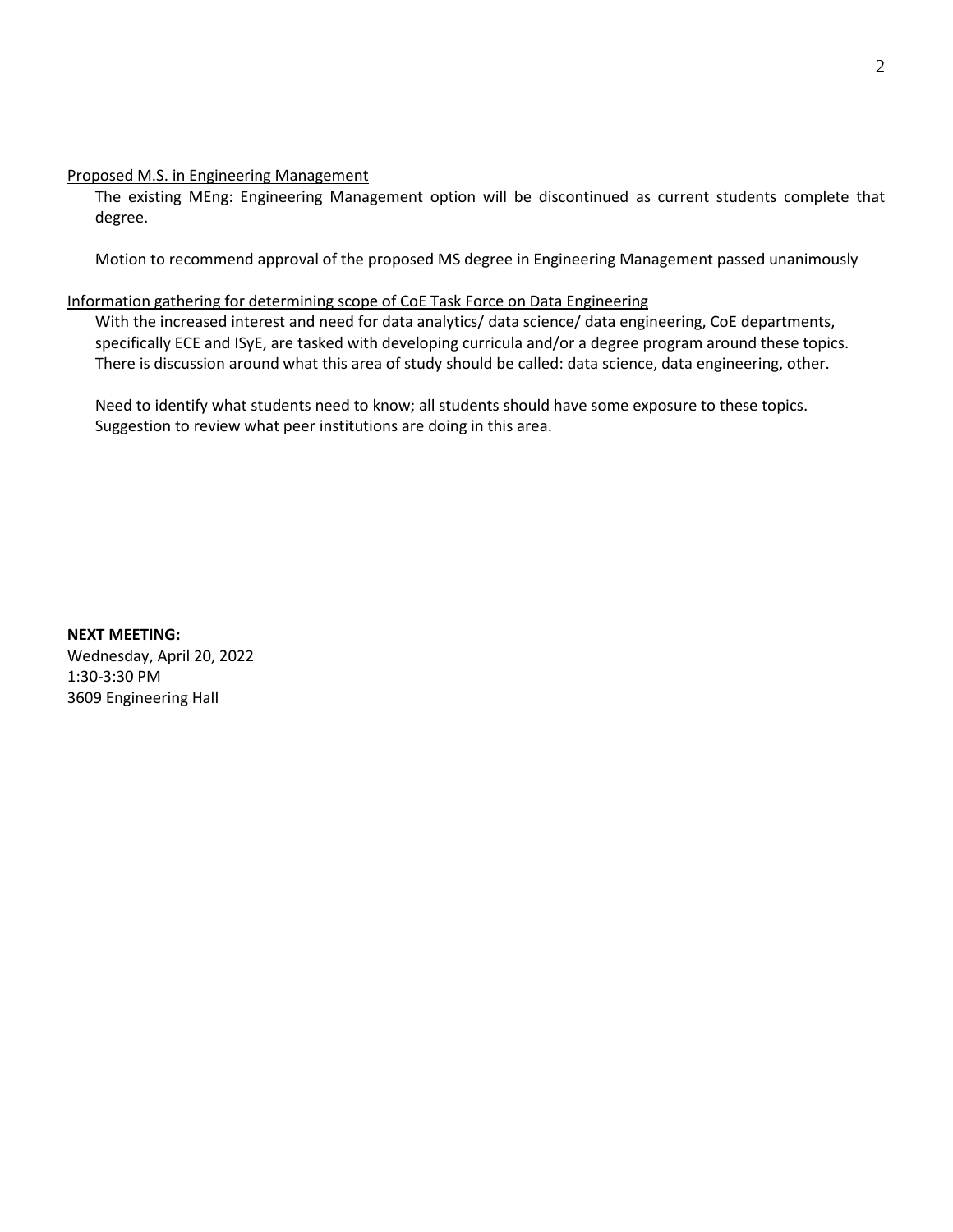<u>Proposed M.S. in Engineering Management</u>

The existing MEng: Engineering Management option will be discontinued as current students complete that degree.

Motion to recommend approval of the proposed MS degree in Engineering Management passed unanimously

<u>Information gathering for determining scope of CoE Task Force on Data Engineering</u>

With the increased interest and need for data analytics/ data science/ data engineering, CoE departments, specifically ECE and ISyE, are tasked with developing curricula and/or a degree program around these topics. There is discussion around what this area of study should be called: data science, data engineering, other.

Need to identify what students need to know; all students should have some exposure to these topics. Suggestion to review what peer institutions are doing in this area.

**NEXT MEETING:**
Wednesday, April 20, 2022
1:30-3:30 PM
3609 Engineering Hall